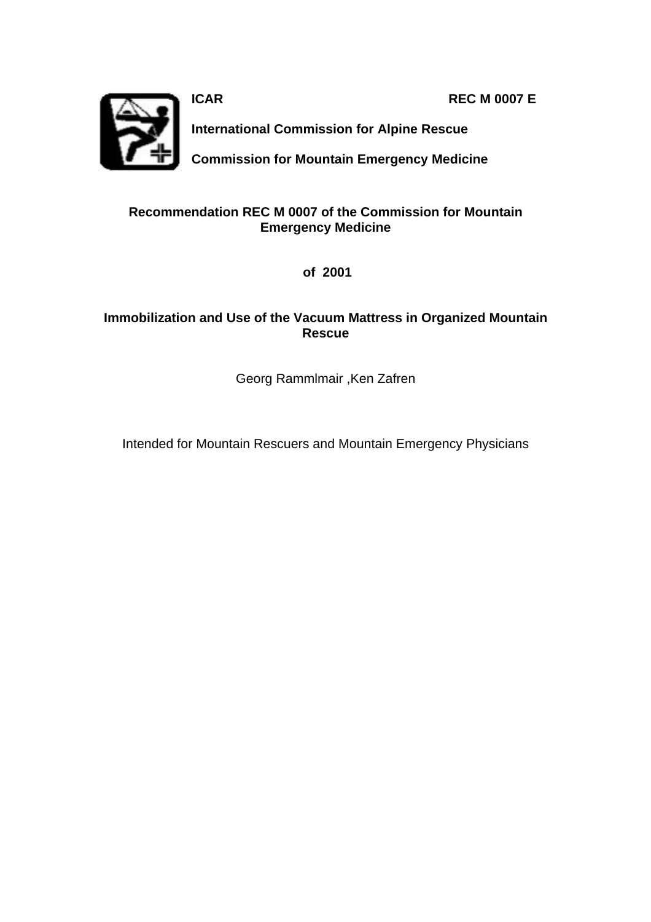**ICAR** **REC M 0007 E**

**International Commission for Alpine Rescue**

**Commission for Mountain Emergency Medicine**

# Recommendation REC M 0007 of the Commission for Mountain Emergency Medicine

**of 2001**

## Immobilization and Use of the Vacuum Mattress in Organized Mountain Rescue

Georg Rammlmair ,Ken Zafren

Intended for Mountain Rescuers and Mountain Emergency Physicians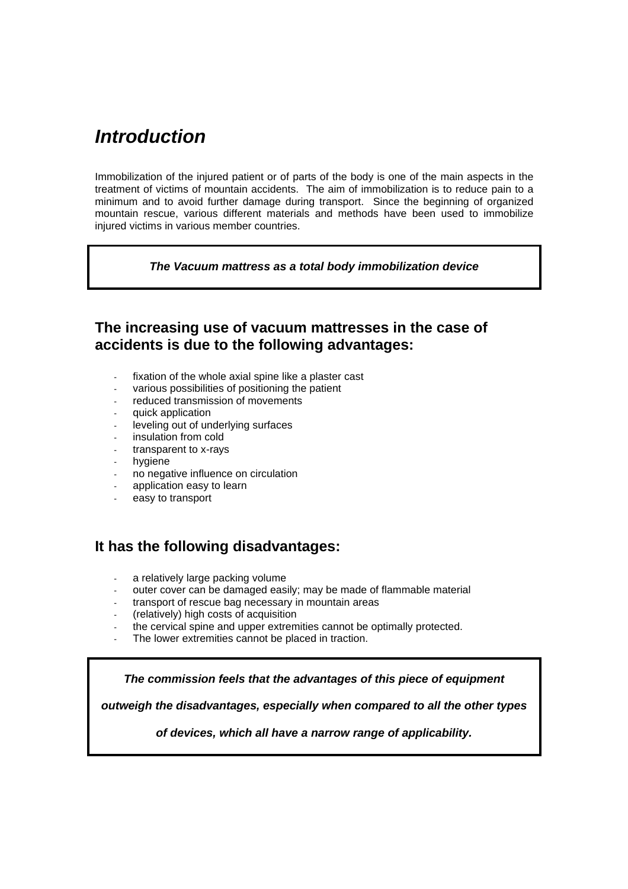# *Introduction*

Immobilization of the injured patient or of parts of the body is one of the main aspects in the treatment of victims of mountain accidents. The aim of immobilization is to reduce pain to a minimum and to avoid further damage during transport. Since the beginning of organized mountain rescue, various different materials and methods have been used to immobilize injured victims in various member countries.

***The Vacuum mattress as a total body immobilization device***

## The increasing use of vacuum mattresses in the case of accidents is due to the following advantages:

- fixation of the whole axial spine like a plaster cast
- various possibilities of positioning the patient
- reduced transmission of movements
- quick application
- leveling out of underlying surfaces
- insulation from cold
- transparent to x-rays
- hygiene
- no negative influence on circulation
- application easy to learn
- easy to transport

## It has the following disadvantages:

- a relatively large packing volume
- outer cover can be damaged easily; may be made of flammable material
- transport of rescue bag necessary in mountain areas
- (relatively) high costs of acquisition
- the cervical spine and upper extremities cannot be optimally protected.
- The lower extremities cannot be placed in traction.

***The commission feels that the advantages of this piece of equipment outweigh the disadvantages, especially when compared to all the other types of devices, which all have a narrow range of applicability.***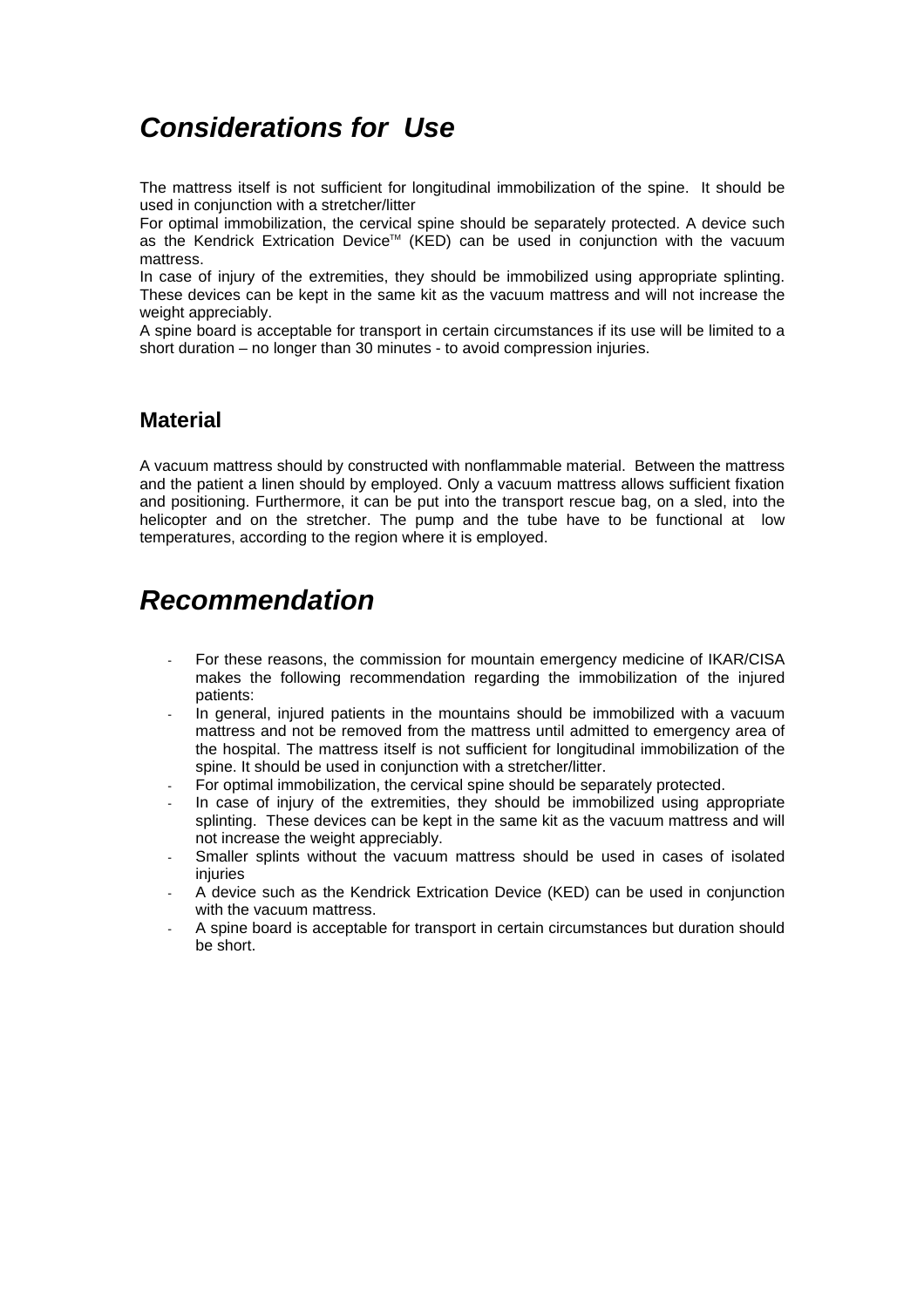# *Considerations for Use*

The mattress itself is not sufficient for longitudinal immobilization of the spine. It should be used in conjunction with a stretcher/litter

For optimal immobilization, the cervical spine should be separately protected. A device such as the Kendrick Extrication Device™ (KED) can be used in conjunction with the vacuum mattress.

In case of injury of the extremities, they should be immobilized using appropriate splinting. These devices can be kept in the same kit as the vacuum mattress and will not increase the weight appreciably.

A spine board is acceptable for transport in certain circumstances if its use will be limited to a short duration – no longer than 30 minutes - to avoid compression injuries.

## Material

A vacuum mattress should by constructed with nonflammable material. Between the mattress and the patient a linen should by employed. Only a vacuum mattress allows sufficient fixation and positioning. Furthermore, it can be put into the transport rescue bag, on a sled, into the helicopter and on the stretcher. The pump and the tube have to be functional at low temperatures, according to the region where it is employed.

# *Recommendation*

- For these reasons, the commission for mountain emergency medicine of IKAR/CISA makes the following recommendation regarding the immobilization of the injured patients:
- In general, injured patients in the mountains should be immobilized with a vacuum mattress and not be removed from the mattress until admitted to emergency area of the hospital. The mattress itself is not sufficient for longitudinal immobilization of the spine. It should be used in conjunction with a stretcher/litter.
- For optimal immobilization, the cervical spine should be separately protected.
- In case of injury of the extremities, they should be immobilized using appropriate splinting. These devices can be kept in the same kit as the vacuum mattress and will not increase the weight appreciably.
- Smaller splints without the vacuum mattress should be used in cases of isolated injuries
- A device such as the Kendrick Extrication Device (KED) can be used in conjunction with the vacuum mattress.
- A spine board is acceptable for transport in certain circumstances but duration should be short.